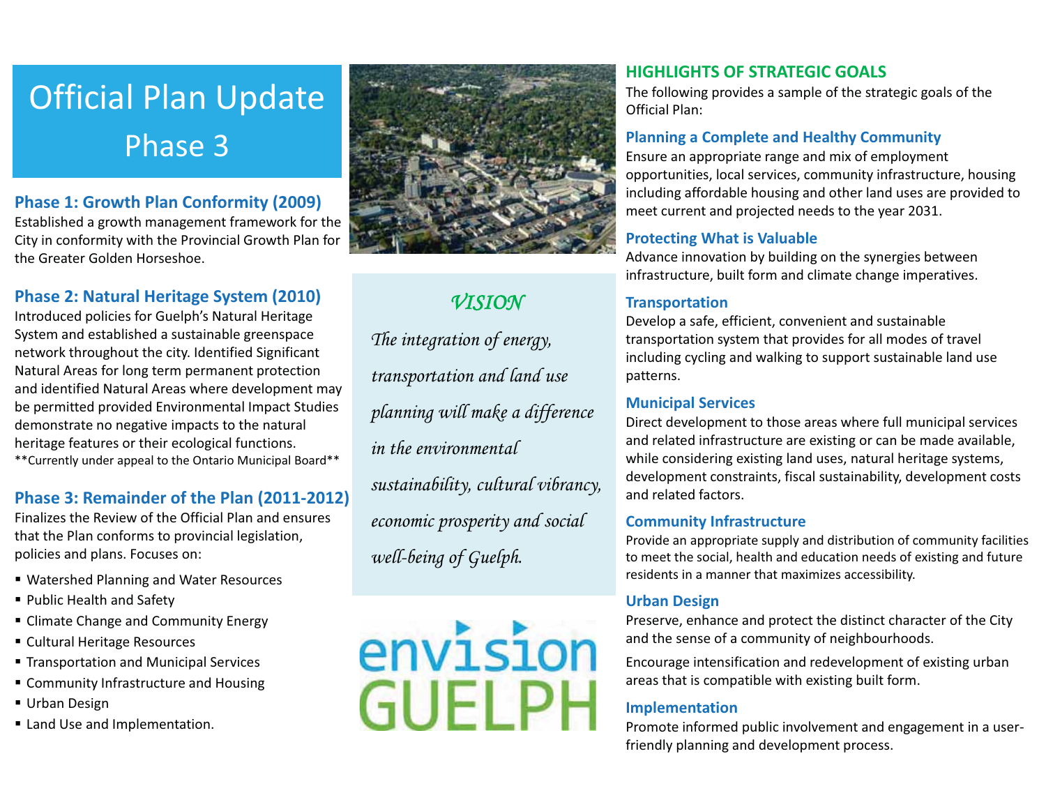# Official Plan Update
# Phase 3

## Phase 1: Growth Plan Conformity (2009)

Established a growth management framework for the City in conformity with the Provincial Growth Plan for the Greater Golden Horseshoe.

## Phase 2: Natural Heritage System (2010)

Introduced policies for Guelph's Natural Heritage System and established a sustainable greenspace network throughout the city. Identified Significant Natural Areas for long term permanent protection and identified Natural Areas where development may be permitted provided Environmental Impact Studies demonstrate no negative impacts to the natural heritage features or their ecological functions.

**Currently under appeal to the Ontario Municipal Board**

## Phase 3: Remainder of the Plan (2011-2012)

Finalizes the Review of the Official Plan and ensures that the Plan conforms to provincial legislation, policies and plans. Focuses on:

- Watershed Planning and Water Resources
- Public Health and Safety
- Climate Change and Community Energy
- Cultural Heritage Resources
- Transportation and Municipal Services
- Community Infrastructure and Housing
- Urban Design
- Land Use and Implementation.

## *VISION*

*The integration of energy, transportation and land use planning will make a difference in the environmental sustainability, cultural vibrancy, economic prosperity and social well-being of Guelph.*

envision GUELPH

## HIGHLIGHTS OF STRATEGIC GOALS

The following provides a sample of the strategic goals of the Official Plan:

### Planning a Complete and Healthy Community

Ensure an appropriate range and mix of employment opportunities, local services, community infrastructure, housing including affordable housing and other land uses are provided to meet current and projected needs to the year 2031.

### Protecting What is Valuable

Advance innovation by building on the synergies between infrastructure, built form and climate change imperatives.

### Transportation

Develop a safe, efficient, convenient and sustainable transportation system that provides for all modes of travel including cycling and walking to support sustainable land use patterns.

### Municipal Services

Direct development to those areas where full municipal services and related infrastructure are existing or can be made available, while considering existing land uses, natural heritage systems, development constraints, fiscal sustainability, development costs and related factors.

### Community Infrastructure

Provide an appropriate supply and distribution of community facilities to meet the social, health and education needs of existing and future residents in a manner that maximizes accessibility.

### Urban Design

Preserve, enhance and protect the distinct character of the City and the sense of a community of neighbourhoods.

Encourage intensification and redevelopment of existing urban areas that is compatible with existing built form.

### Implementation

Promote informed public involvement and engagement in a user-friendly planning and development process.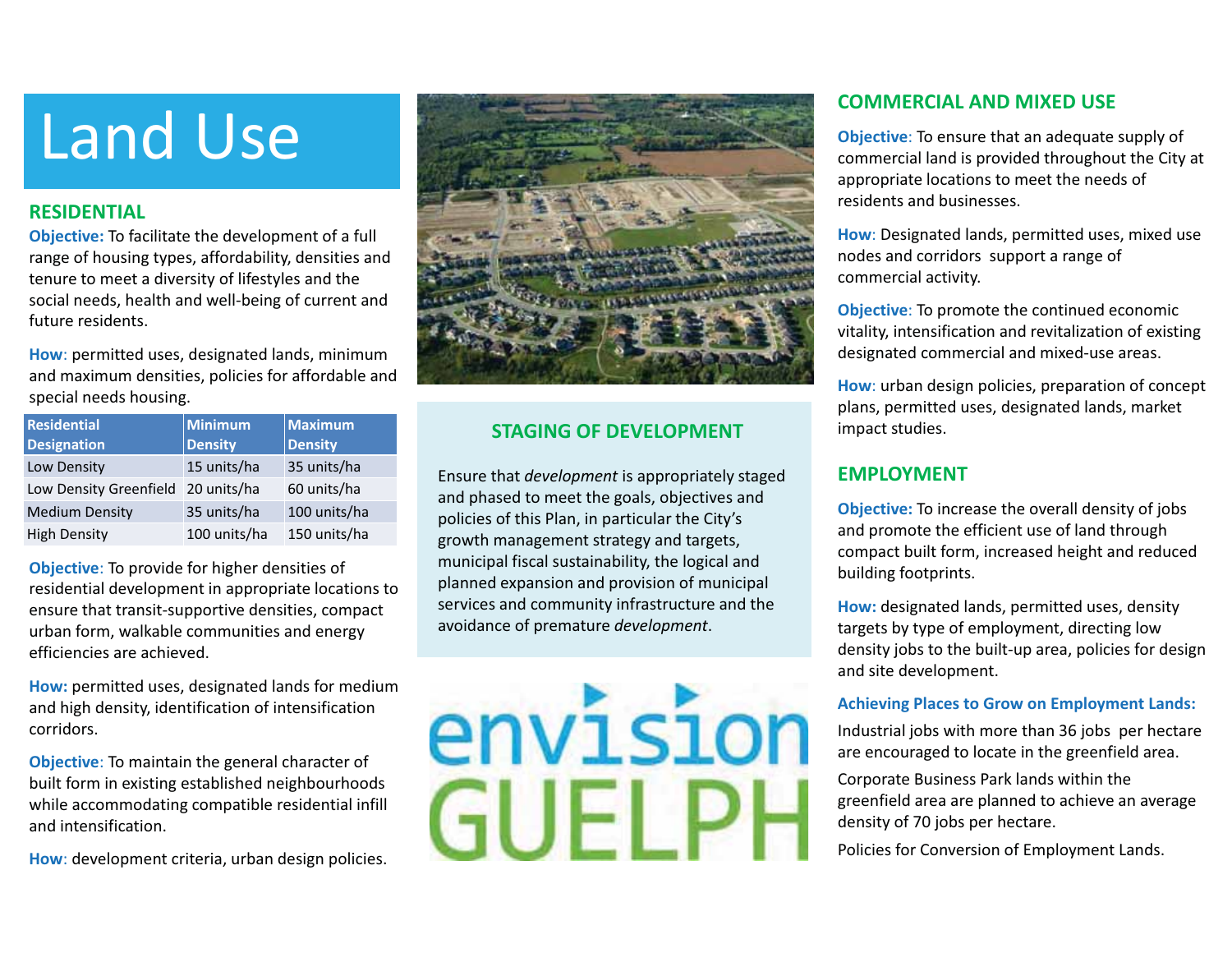# Land Use

## RESIDENTIAL

**Objective:** To facilitate the development of a full range of housing types, affordability, densities and tenure to meet a diversity of lifestyles and the social needs, health and well-being of current and future residents.

**How**: permitted uses, designated lands, minimum and maximum densities, policies for affordable and special needs housing.

| Residential Designation | Minimum Density | Maximum Density |
|---|---|---|
| Low Density | 15 units/ha | 35 units/ha |
| Low Density Greenfield | 20 units/ha | 60 units/ha |
| Medium Density | 35 units/ha | 100 units/ha |
| High Density | 100 units/ha | 150 units/ha |

**Objective**: To provide for higher densities of residential development in appropriate locations to ensure that transit-supportive densities, compact urban form, walkable communities and energy efficiencies are achieved.

**How:** permitted uses, designated lands for medium and high density, identification of intensification corridors.

**Objective**: To maintain the general character of built form in existing established neighbourhoods while accommodating compatible residential infill and intensification.

**How**: development criteria, urban design policies.

## STAGING OF DEVELOPMENT

Ensure that *development* is appropriately staged and phased to meet the goals, objectives and policies of this Plan, in particular the City's growth management strategy and targets, municipal fiscal sustainability, the logical and planned expansion and provision of municipal services and community infrastructure and the avoidance of premature *development*.

envision GUELPH

## COMMERCIAL AND MIXED USE

**Objective**: To ensure that an adequate supply of commercial land is provided throughout the City at appropriate locations to meet the needs of residents and businesses.

**How**: Designated lands, permitted uses, mixed use nodes and corridors support a range of commercial activity.

**Objective**: To promote the continued economic vitality, intensification and revitalization of existing designated commercial and mixed-use areas.

**How**: urban design policies, preparation of concept plans, permitted uses, designated lands, market impact studies.

## EMPLOYMENT

**Objective:** To increase the overall density of jobs and promote the efficient use of land through compact built form, increased height and reduced building footprints.

**How:** designated lands, permitted uses, density targets by type of employment, directing low density jobs to the built-up area, policies for design and site development.

**Achieving Places to Grow on Employment Lands:**

Industrial jobs with more than 36 jobs per hectare are encouraged to locate in the greenfield area.

Corporate Business Park lands within the greenfield area are planned to achieve an average density of 70 jobs per hectare.

Policies for Conversion of Employment Lands.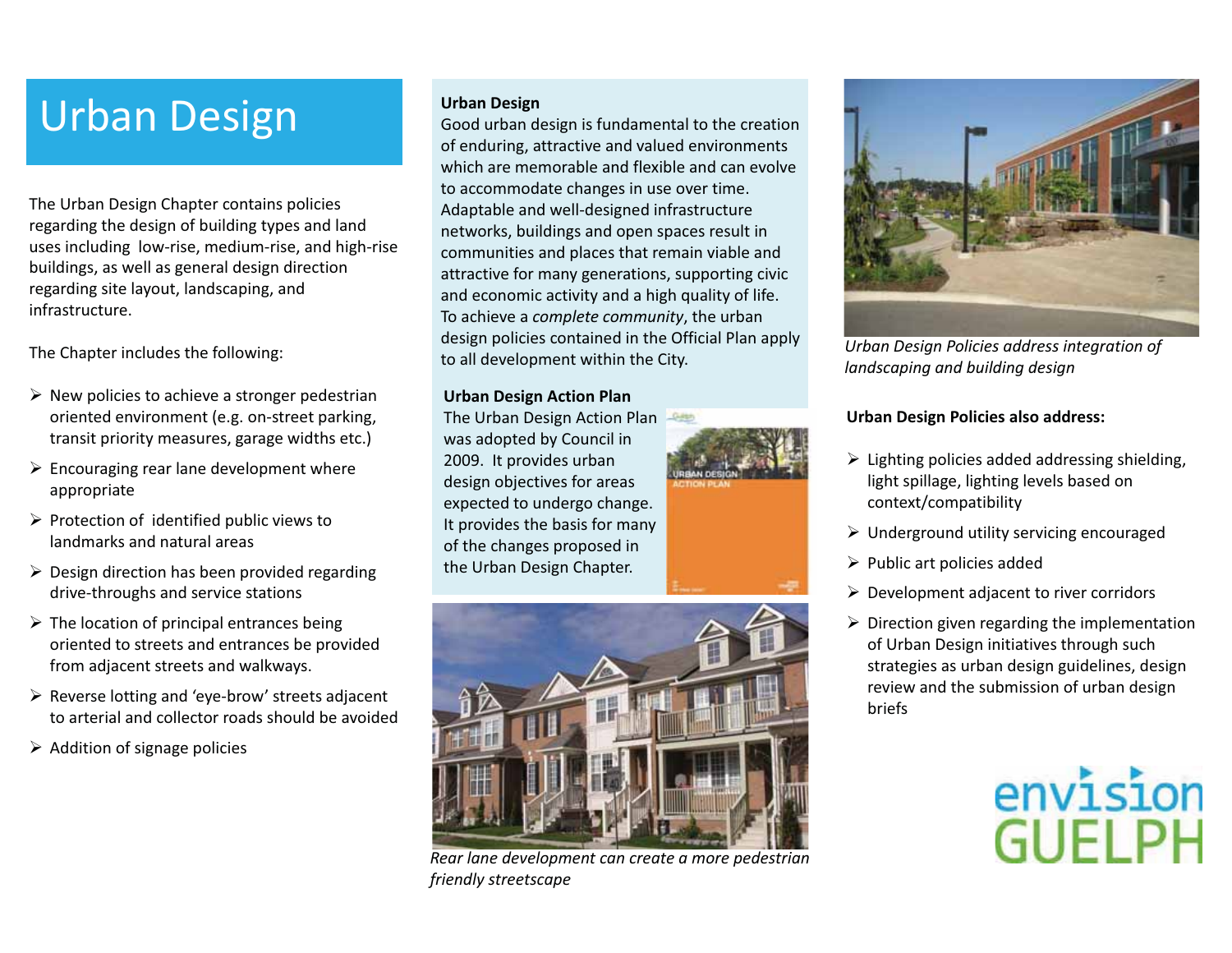# Urban Design

The Urban Design Chapter contains policies regarding the design of building types and land uses including low-rise, medium-rise, and high-rise buildings, as well as general design direction regarding site layout, landscaping, and infrastructure.

The Chapter includes the following:

- New policies to achieve a stronger pedestrian oriented environment (e.g. on-street parking, transit priority measures, garage widths etc.)
- Encouraging rear lane development where appropriate
- Protection of identified public views to landmarks and natural areas
- Design direction has been provided regarding drive-throughs and service stations
- The location of principal entrances being oriented to streets and entrances be provided from adjacent streets and walkways.
- Reverse lotting and 'eye-brow' streets adjacent to arterial and collector roads should be avoided
- Addition of signage policies

**Urban Design**

Good urban design is fundamental to the creation of enduring, attractive and valued environments which are memorable and flexible and can evolve to accommodate changes in use over time. Adaptable and well-designed infrastructure networks, buildings and open spaces result in communities and places that remain viable and attractive for many generations, supporting civic and economic activity and a high quality of life. To achieve a *complete community*, the urban design policies contained in the Official Plan apply to all development within the City.

**Urban Design Action Plan**

The Urban Design Action Plan was adopted by Council in 2009. It provides urban design objectives for areas expected to undergo change. It provides the basis for many of the changes proposed in the Urban Design Chapter.

*Rear lane development can create a more pedestrian friendly streetscape*

*Urban Design Policies address integration of landscaping and building design*

**Urban Design Policies also address:**

- Lighting policies added addressing shielding, light spillage, lighting levels based on context/compatibility
- Underground utility servicing encouraged
- Public art policies added
- Development adjacent to river corridors
- Direction given regarding the implementation of Urban Design initiatives through such strategies as urban design guidelines, design review and the submission of urban design briefs

envision GUELPH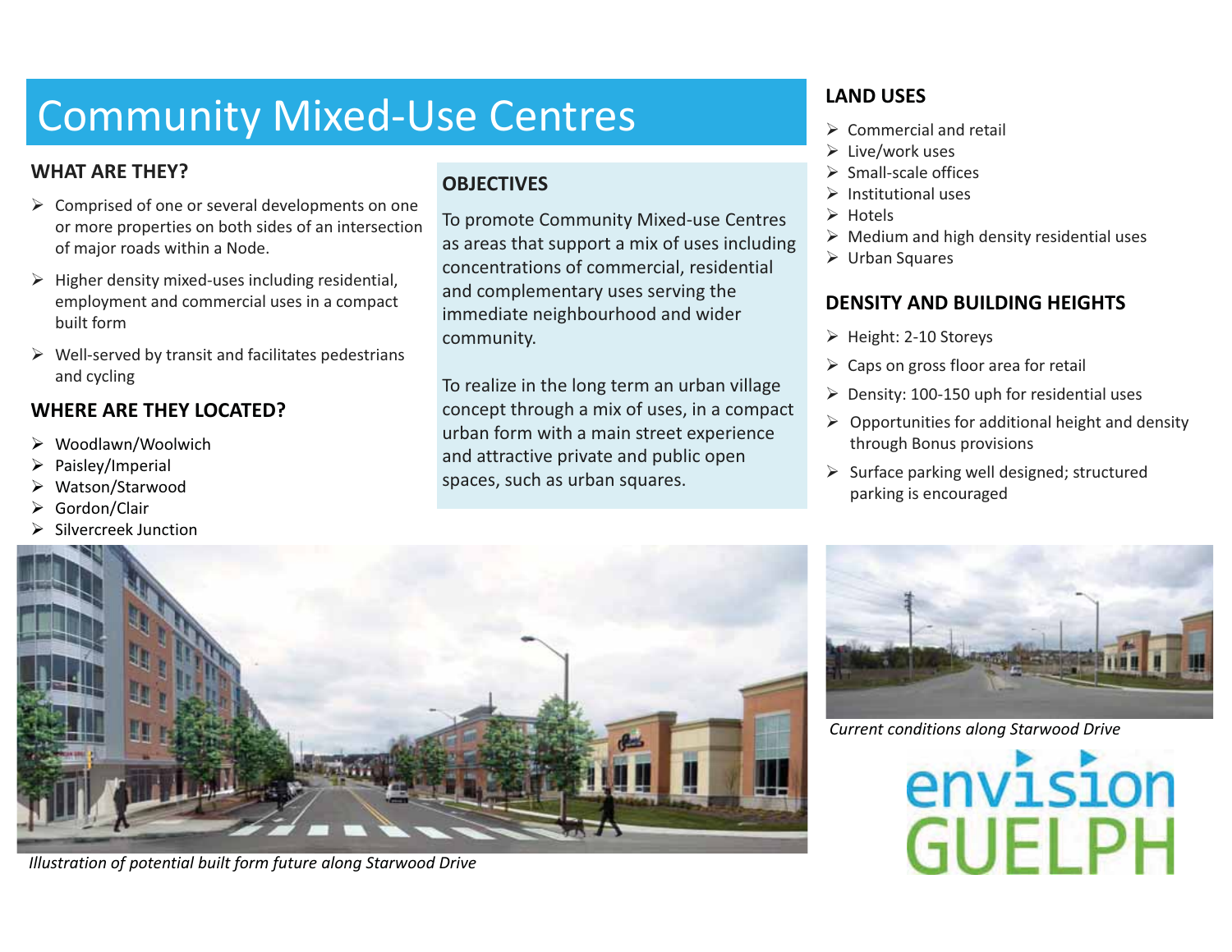# Community Mixed-Use Centres

## WHAT ARE THEY?

- Comprised of one or several developments on one or more properties on both sides of an intersection of major roads within a Node.
- Higher density mixed-uses including residential, employment and commercial uses in a compact built form
- Well-served by transit and facilitates pedestrians and cycling

## WHERE ARE THEY LOCATED?

- Woodlawn/Woolwich
- Paisley/Imperial
- Watson/Starwood
- Gordon/Clair
- Silvercreek Junction

## OBJECTIVES

To promote Community Mixed-use Centres as areas that support a mix of uses including concentrations of commercial, residential and complementary uses serving the immediate neighbourhood and wider community.

To realize in the long term an urban village concept through a mix of uses, in a compact urban form with a main street experience and attractive private and public open spaces, such as urban squares.

## LAND USES

- Commercial and retail
- Live/work uses
- Small-scale offices
- Institutional uses
- Hotels
- Medium and high density residential uses
- Urban Squares

## DENSITY AND BUILDING HEIGHTS

- Height: 2-10 Storeys
- Caps on gross floor area for retail
- Density: 100-150 uph for residential uses
- Opportunities for additional height and density through Bonus provisions
- Surface parking well designed; structured parking is encouraged

*Illustration of potential built form future along Starwood Drive*

*Current conditions along Starwood Drive*

envision GUELPH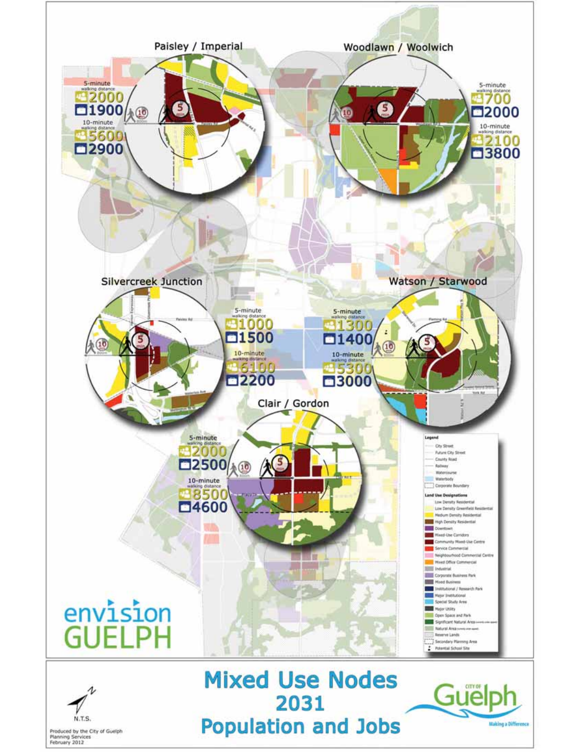# Mixed Use Nodes 2031 Population and Jobs

## Paisley / Imperial

5-minute walking distance
2000
1900

10-minute walking distance
5600
2900

## Woodlawn / Woolwich

5-minute walking distance
700
2000

10-minute walking distance
2100
3800

## Silvercreek Junction

5-minute walking distance
1000
1500

10-minute walking distance
6100
2200

## Watson / Starwood

5-minute walking distance
1300
1400

10-minute walking distance
5300
3000

## Clair / Gordon

5-minute walking distance
2000
2500

10-minute walking distance
8500
4600

**Legend**

- City Street
- Future City Street
- County Road
- Railway
- Watercourse
- Waterbody
- Corporate Boundary

**Land Use Designations**

- Low Density Residential
- Low Density Greenfield Residential
- Medium Density Residential
- High Density Residential
- Downtown
- Mixed-Use Corridors
- Community Mixed-Use Centre
- Service Commercial
- Neighbourhood Commercial Centre
- Mixed Office Commercial
- Industrial
- Corporate Business Park
- Mixed Business
- Institutional / Research Park
- Major Institutional
- Special Study Area
- Major Utility
- Open Space and Park
- Significant Natural Area
- Natural Area
- Reserve Lands
- Secondary Planning Area
- Potential School Site

envision GUELPH

N.T.S.

Produced by the City of Guelph Planning Services February 2012

City of Guelph — Making a Difference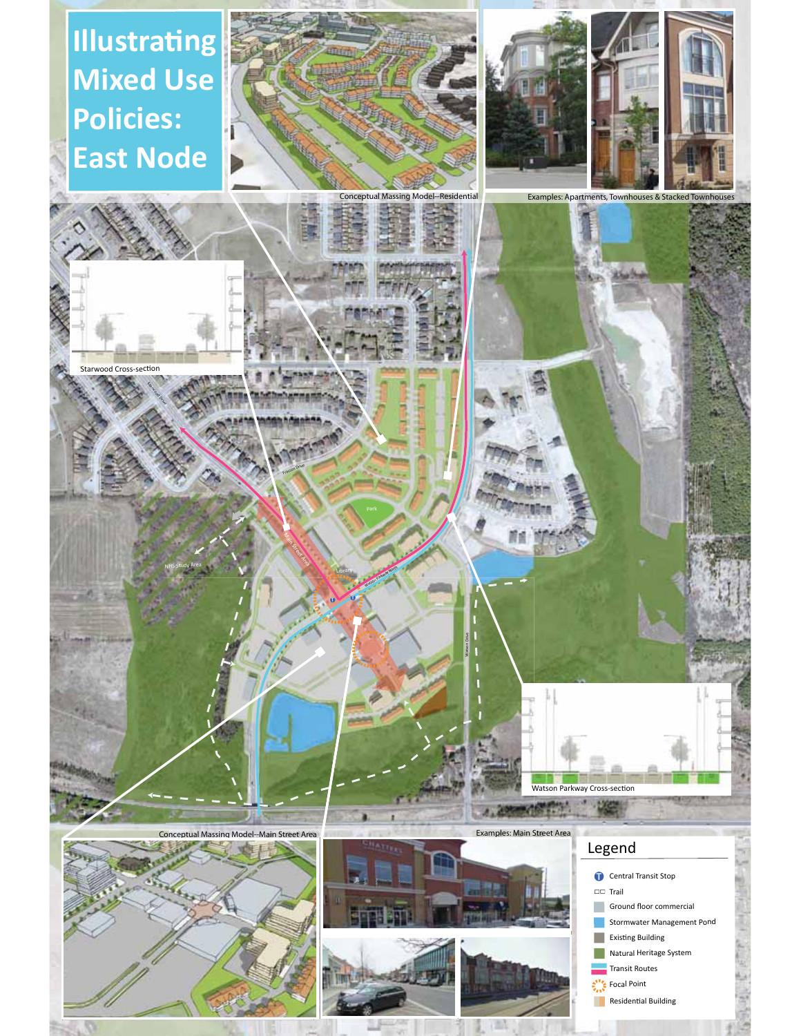# Illustrating Mixed Use Policies: East Node

Conceptual Massing Model--Residential

Examples: Apartments, Townhouses & Stacked Townhouses

Starwood Cross-section

Starwood Drive

Frasson Drive

park

Library

Watson Parkway North

Main Street Area

NHS Study Area

Watson Drive

Watson Parkway Cross-section

Conceptual Massing Model--Main Street Area

Examples: Main Street Area

## Legend

- Central Transit Stop
- Trail
- Ground floor commercial
- Stormwater Management Pond
- Existing Building
- Natural Heritage System
- Transit Routes
- Focal Point
- Residential Building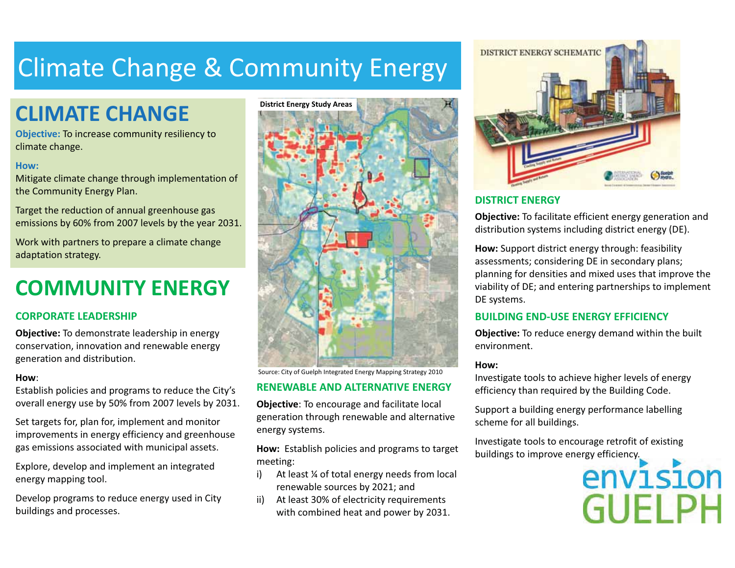# Climate Change & Community Energy

## CLIMATE CHANGE

**Objective:** To increase community resiliency to climate change.

**How:**

Mitigate climate change through implementation of the Community Energy Plan.

Target the reduction of annual greenhouse gas emissions by 60% from 2007 levels by the year 2031.

Work with partners to prepare a climate change adaptation strategy.

## COMMUNITY ENERGY

### CORPORATE LEADERSHIP

**Objective:** To demonstrate leadership in energy conservation, innovation and renewable energy generation and distribution.

**How**:

Establish policies and programs to reduce the City's overall energy use by 50% from 2007 levels by 2031.

Set targets for, plan for, implement and monitor improvements in energy efficiency and greenhouse gas emissions associated with municipal assets.

Explore, develop and implement an integrated energy mapping tool.

Develop programs to reduce energy used in City buildings and processes.

**District Energy Study Areas**

Source: City of Guelph Integrated Energy Mapping Strategy 2010

### RENEWABLE AND ALTERNATIVE ENERGY

**Objective**: To encourage and facilitate local generation through renewable and alternative energy systems.

**How:** Establish policies and programs to target meeting:

i) At least ¼ of total energy needs from local renewable sources by 2021; and
ii) At least 30% of electricity requirements with combined heat and power by 2031.

DISTRICT ENERGY SCHEMATIC

### DISTRICT ENERGY

**Objective:** To facilitate efficient energy generation and distribution systems including district energy (DE).

**How:** Support district energy through: feasibility assessments; considering DE in secondary plans; planning for densities and mixed uses that improve the viability of DE; and entering partnerships to implement DE systems.

### BUILDING END-USE ENERGY EFFICIENCY

**Objective:** To reduce energy demand within the built environment.

**How:**

Investigate tools to achieve higher levels of energy efficiency than required by the Building Code.

Support a building energy performance labelling scheme for all buildings.

Investigate tools to encourage retrofit of existing buildings to improve energy efficiency.

envision GUELPH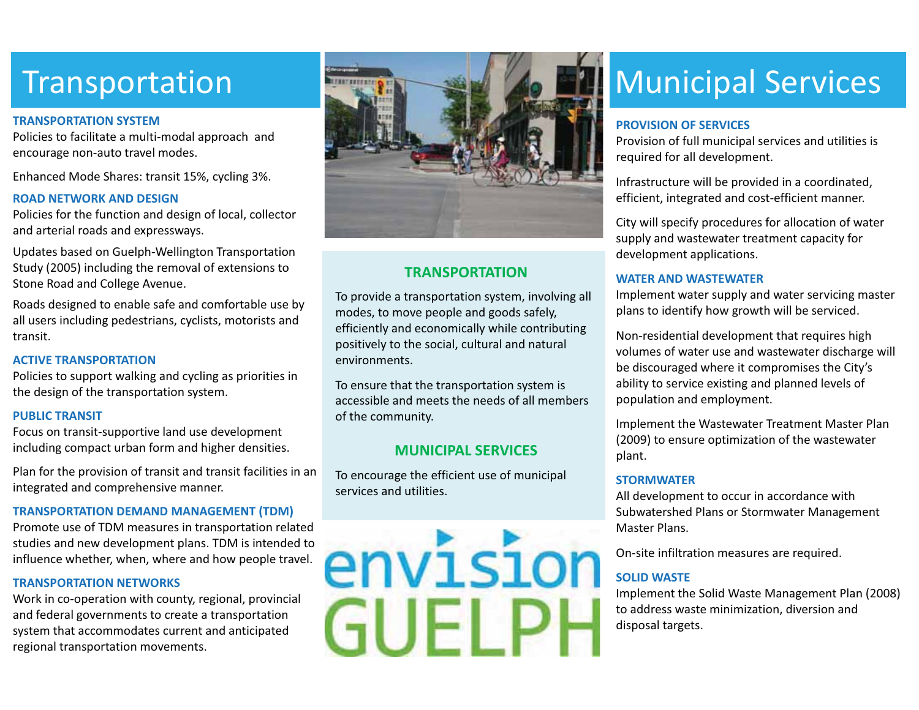# Transportation

### TRANSPORTATION SYSTEM

Policies to facilitate a multi-modal approach and encourage non-auto travel modes.

Enhanced Mode Shares: transit 15%, cycling 3%.

### ROAD NETWORK AND DESIGN

Policies for the function and design of local, collector and arterial roads and expressways.

Updates based on Guelph-Wellington Transportation Study (2005) including the removal of extensions to Stone Road and College Avenue.

Roads designed to enable safe and comfortable use by all users including pedestrians, cyclists, motorists and transit.

### ACTIVE TRANSPORTATION

Policies to support walking and cycling as priorities in the design of the transportation system.

### PUBLIC TRANSIT

Focus on transit-supportive land use development including compact urban form and higher densities.

Plan for the provision of transit and transit facilities in an integrated and comprehensive manner.

### TRANSPORTATION DEMAND MANAGEMENT (TDM)

Promote use of TDM measures in transportation related studies and new development plans. TDM is intended to influence whether, when, where and how people travel.

### TRANSPORTATION NETWORKS

Work in co-operation with county, regional, provincial and federal governments to create a transportation system that accommodates current and anticipated regional transportation movements.

## TRANSPORTATION

To provide a transportation system, involving all modes, to move people and goods safely, efficiently and economically while contributing positively to the social, cultural and natural environments.

To ensure that the transportation system is accessible and meets the needs of all members of the community.

## MUNICIPAL SERVICES

To encourage the efficient use of municipal services and utilities.

envision GUELPH

# Municipal Services

### PROVISION OF SERVICES

Provision of full municipal services and utilities is required for all development.

Infrastructure will be provided in a coordinated, efficient, integrated and cost-efficient manner.

City will specify procedures for allocation of water supply and wastewater treatment capacity for development applications.

### WATER AND WASTEWATER

Implement water supply and water servicing master plans to identify how growth will be serviced.

Non-residential development that requires high volumes of water use and wastewater discharge will be discouraged where it compromises the City's ability to service existing and planned levels of population and employment.

Implement the Wastewater Treatment Master Plan (2009) to ensure optimization of the wastewater plant.

### STORMWATER

All development to occur in accordance with Subwatershed Plans or Stormwater Management Master Plans.

On-site infiltration measures are required.

### SOLID WASTE

Implement the Solid Waste Management Plan (2008) to address waste minimization, diversion and disposal targets.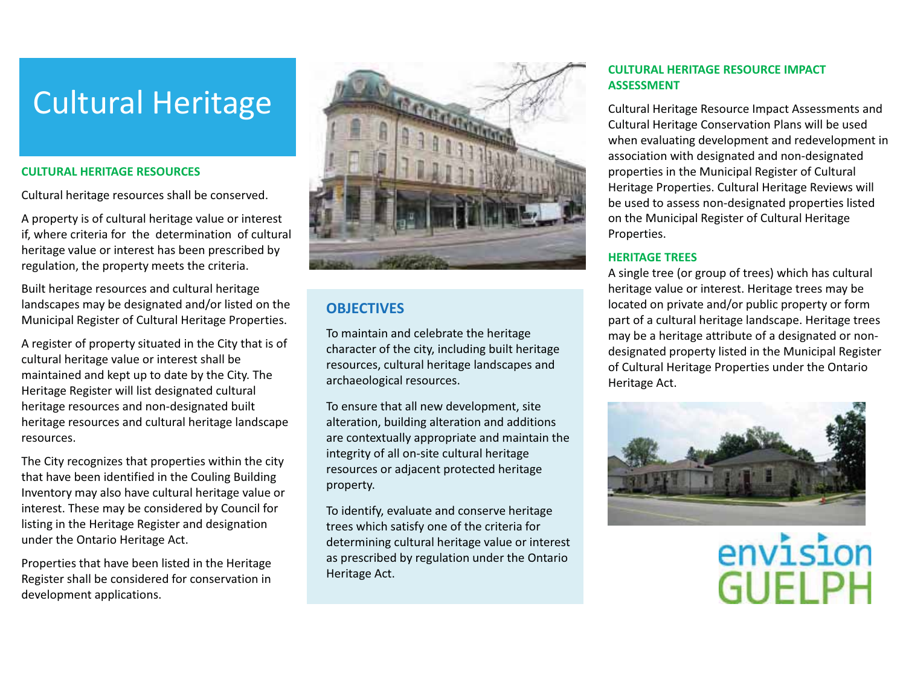# Cultural Heritage

### CULTURAL HERITAGE RESOURCES

Cultural heritage resources shall be conserved.

A property is of cultural heritage value or interest if, where criteria for the determination of cultural heritage value or interest has been prescribed by regulation, the property meets the criteria.

Built heritage resources and cultural heritage landscapes may be designated and/or listed on the Municipal Register of Cultural Heritage Properties.

A register of property situated in the City that is of cultural heritage value or interest shall be maintained and kept up to date by the City. The Heritage Register will list designated cultural heritage resources and non-designated built heritage resources and cultural heritage landscape resources.

The City recognizes that properties within the city that have been identified in the Couling Building Inventory may also have cultural heritage value or interest. These may be considered by Council for listing in the Heritage Register and designation under the Ontario Heritage Act.

Properties that have been listed in the Heritage Register shall be considered for conservation in development applications.

## OBJECTIVES

To maintain and celebrate the heritage character of the city, including built heritage resources, cultural heritage landscapes and archaeological resources.

To ensure that all new development, site alteration, building alteration and additions are contextually appropriate and maintain the integrity of all on-site cultural heritage resources or adjacent protected heritage property.

To identify, evaluate and conserve heritage trees which satisfy one of the criteria for determining cultural heritage value or interest as prescribed by regulation under the Ontario Heritage Act.

### CULTURAL HERITAGE RESOURCE IMPACT ASSESSMENT

Cultural Heritage Resource Impact Assessments and Cultural Heritage Conservation Plans will be used when evaluating development and redevelopment in association with designated and non-designated properties in the Municipal Register of Cultural Heritage Properties. Cultural Heritage Reviews will be used to assess non-designated properties listed on the Municipal Register of Cultural Heritage Properties.

### HERITAGE TREES

A single tree (or group of trees) which has cultural heritage value or interest. Heritage trees may be located on private and/or public property or form part of a cultural heritage landscape. Heritage trees may be a heritage attribute of a designated or non-designated property listed in the Municipal Register of Cultural Heritage Properties under the Ontario Heritage Act.

envision GUELPH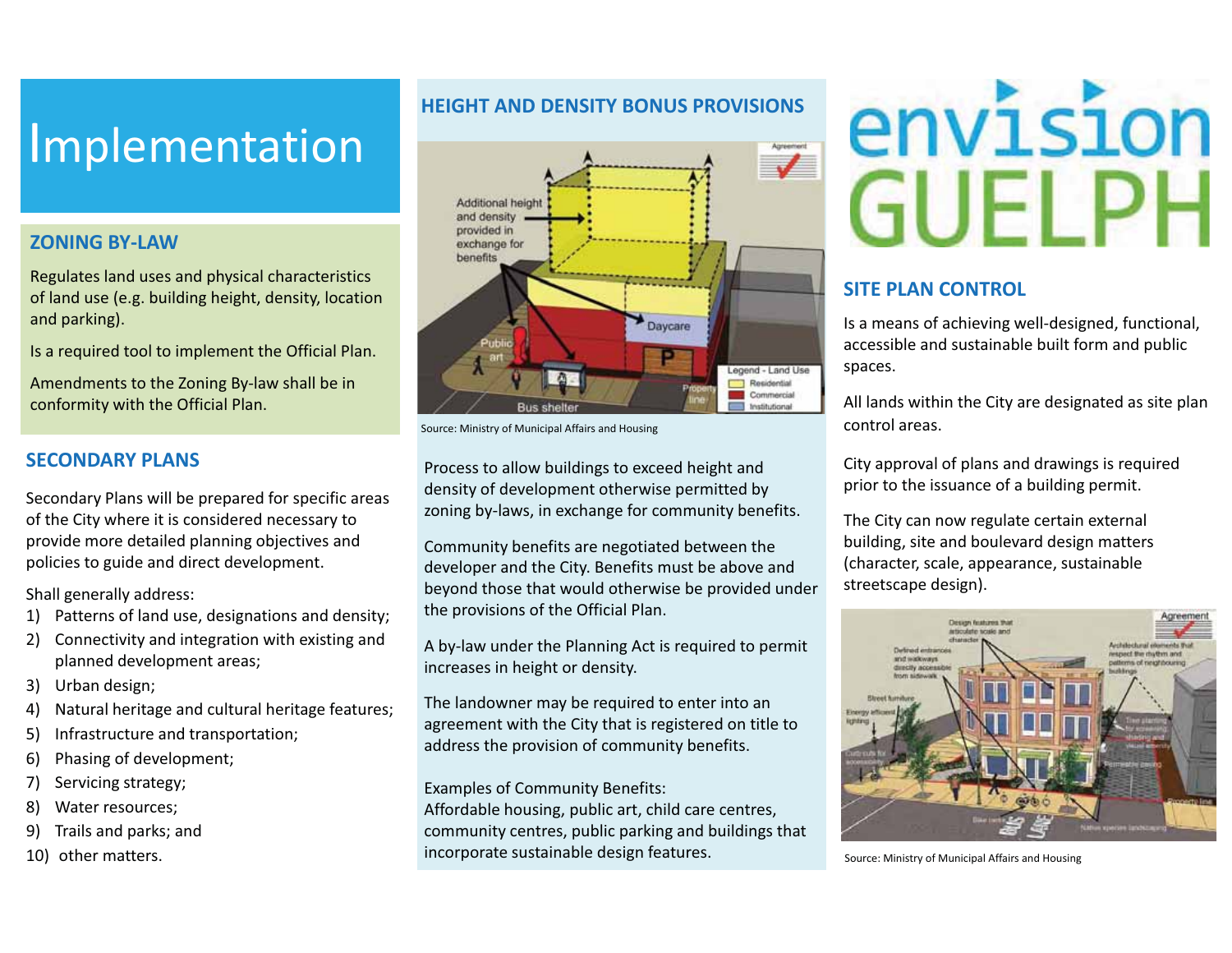# Implementation

## ZONING BY-LAW

Regulates land uses and physical characteristics of land use (e.g. building height, density, location and parking).

Is a required tool to implement the Official Plan.

Amendments to the Zoning By-law shall be in conformity with the Official Plan.

## SECONDARY PLANS

Secondary Plans will be prepared for specific areas of the City where it is considered necessary to provide more detailed planning objectives and policies to guide and direct development.

Shall generally address:

1) Patterns of land use, designations and density;
2) Connectivity and integration with existing and planned development areas;
3) Urban design;
4) Natural heritage and cultural heritage features;
5) Infrastructure and transportation;
6) Phasing of development;
7) Servicing strategy;
8) Water resources;
9) Trails and parks; and
10) other matters.

## HEIGHT AND DENSITY BONUS PROVISIONS

Source: Ministry of Municipal Affairs and Housing

Process to allow buildings to exceed height and density of development otherwise permitted by zoning by-laws, in exchange for community benefits.

Community benefits are negotiated between the developer and the City. Benefits must be above and beyond those that would otherwise be provided under the provisions of the Official Plan.

A by-law under the Planning Act is required to permit increases in height or density.

The landowner may be required to enter into an agreement with the City that is registered on title to address the provision of community benefits.

Examples of Community Benefits:
Affordable housing, public art, child care centres, community centres, public parking and buildings that incorporate sustainable design features.

envision GUELPH

## SITE PLAN CONTROL

Is a means of achieving well-designed, functional, accessible and sustainable built form and public spaces.

All lands within the City are designated as site plan control areas.

City approval of plans and drawings is required prior to the issuance of a building permit.

The City can now regulate certain external building, site and boulevard design matters (character, scale, appearance, sustainable streetscape design).

Source: Ministry of Municipal Affairs and Housing